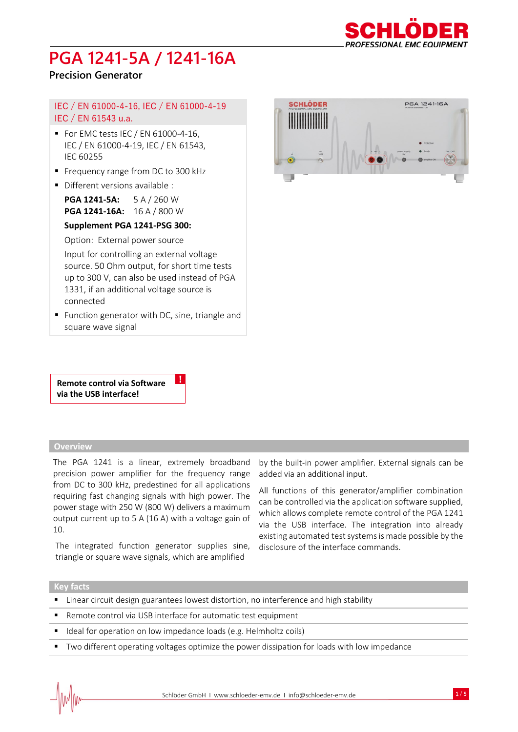# PGA 1241-5A / 1241-16A

## Precision Generator

IEC / EN 61000-4-16, IEC / EN 61000-4-19
IEC / EN 61543 u.a.

- For EMC tests IEC / EN 61000-4-16, IEC / EN 61000-4-19, IEC / EN 61543, IEC 60255
- Frequency range from DC to 300 kHz
- Different versions available :

  **PGA 1241-5A:** 5 A / 260 W
  **PGA 1241-16A:** 16 A / 800 W

  **Supplement PGA 1241-PSG 300:**

  Option: External power source

  Input for controlling an external voltage source. 50 Ohm output, for short time tests up to 300 V, can also be used instead of PGA 1331, if an additional voltage source is connected

- Function generator with DC, sine, triangle and square wave signal

**Remote control via Software via the USB interface!**

## Overview

The PGA 1241 is a linear, extremely broadband precision power amplifier for the frequency range from DC to 300 kHz, predestined for all applications requiring fast changing signals with high power. The power stage with 250 W (800 W) delivers a maximum output current up to 5 A (16 A) with a voltage gain of 10.

The integrated function generator supplies sine, triangle or square wave signals, which are amplified by the built-in power amplifier. External signals can be added via an additional input.

All functions of this generator/amplifier combination can be controlled via the application software supplied, which allows complete remote control of the PGA 1241 via the USB interface. The integration into already existing automated test systems is made possible by the disclosure of the interface commands.

## Key facts

- Linear circuit design guarantees lowest distortion, no interference and high stability
- Remote control via USB interface for automatic test equipment
- Ideal for operation on low impedance loads (e.g. Helmholtz coils)
- Two different operating voltages optimize the power dissipation for loads with low impedance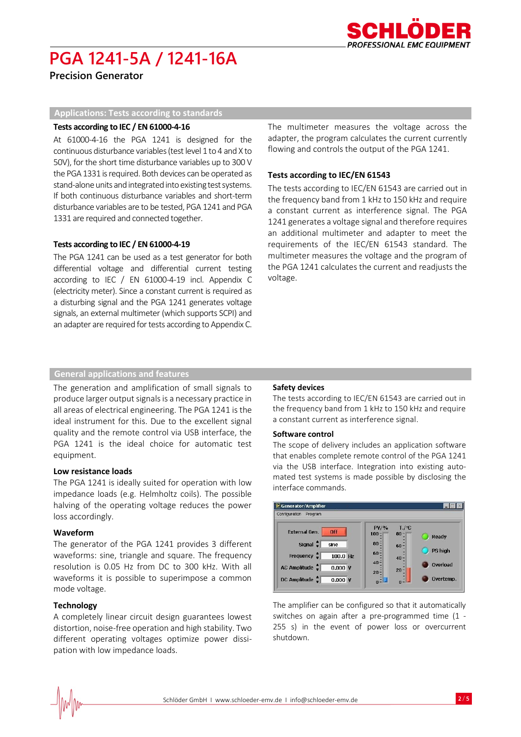# PGA 1241-5A / 1241-16A

**Precision Generator**

## Applications: Tests according to standards

### Tests according to IEC / EN 61000-4-16

At 61000-4-16 the PGA 1241 is designed for the continuous disturbance variables (test level 1 to 4 and X to 50V), for the short time disturbance variables up to 300 V the PGA 1331 is required. Both devices can be operated as stand-alone units and integrated into existing test systems. If both continuous disturbance variables and short-term disturbance variables are to be tested, PGA 1241 and PGA 1331 are required and connected together.

### Tests according to IEC / EN 61000-4-19

The PGA 1241 can be used as a test generator for both differential voltage and differential current testing according to IEC / EN 61000-4-19 incl. Appendix C (electricity meter). Since a constant current is required as a disturbing signal and the PGA 1241 generates voltage signals, an external multimeter (which supports SCPI) and an adapter are required for tests according to Appendix C.

The multimeter measures the voltage across the adapter, the program calculates the current currently flowing and controls the output of the PGA 1241.

### Tests according to IEC/EN 61543

The tests according to IEC/EN 61543 are carried out in the frequency band from 1 kHz to 150 kHz and require a constant current as interference signal. The PGA 1241 generates a voltage signal and therefore requires an additional multimeter and adapter to meet the requirements of the IEC/EN 61543 standard. The multimeter measures the voltage and the program of the PGA 1241 calculates the current and readjusts the voltage.

## General applications and features

The generation and amplification of small signals to produce larger output signals is a necessary practice in all areas of electrical engineering. The PGA 1241 is the ideal instrument for this. Due to the excellent signal quality and the remote control via USB interface, the PGA 1241 is the ideal choice for automatic test equipment.

### Low resistance loads

The PGA 1241 is ideally suited for operation with low impedance loads (e.g. Helmholtz coils). The possible halving of the operating voltage reduces the power loss accordingly.

### Waveform

The generator of the PGA 1241 provides 3 different waveforms: sine, triangle and square. The frequency resolution is 0.05 Hz from DC to 300 kHz. With all waveforms it is possible to superimpose a common mode voltage.

### Technology

A completely linear circuit design guarantees lowest distortion, noise-free operation and high stability. Two different operating voltages optimize power dissipation with low impedance loads.

### Safety devices

The tests according to IEC/EN 61543 are carried out in the frequency band from 1 kHz to 150 kHz and require a constant current as interference signal.

### Software control

The scope of delivery includes an application software that enables complete remote control of the PGA 1241 via the USB interface. Integration into existing automated test systems is made possible by disclosing the interface commands.

The amplifier can be configured so that it automatically switches on again after a pre-programmed time (1 - 255 s) in the event of power loss or overcurrent shutdown.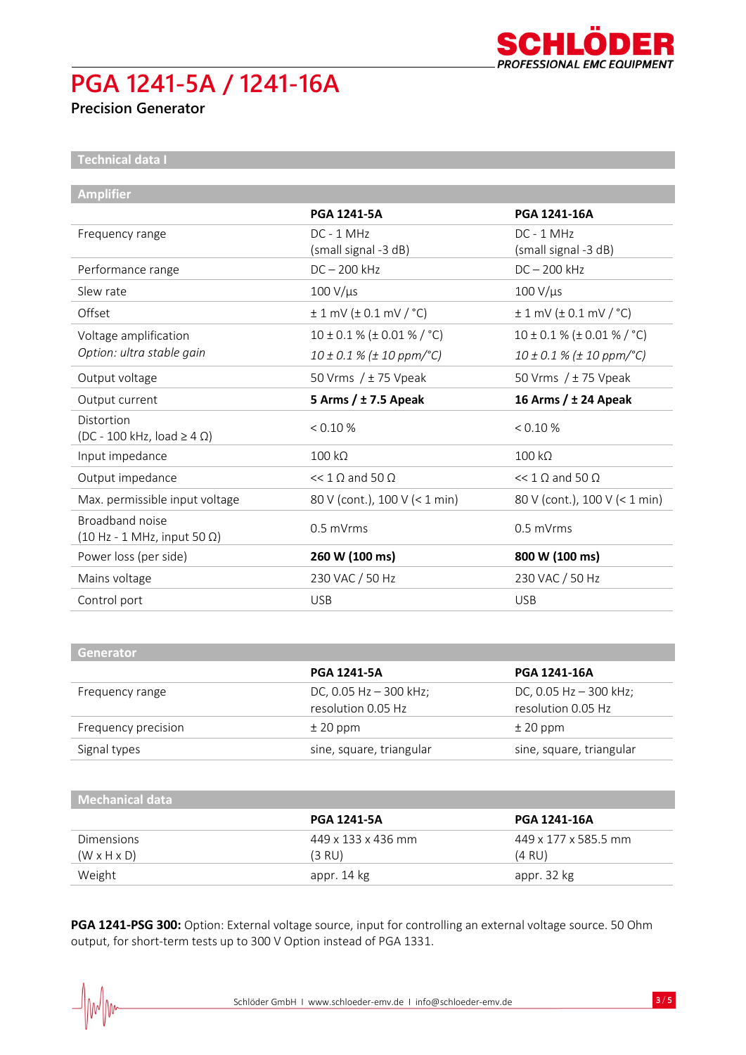# PGA 1241-5A / 1241-16A

**Precision Generator**

## Technical data I

### Amplifier

| | **PGA 1241-5A** | **PGA 1241-16A** |
|---|---|---|
| Frequency range | DC - 1 MHz (small signal -3 dB) | DC - 1 MHz (small signal -3 dB) |
| Performance range | DC – 200 kHz | DC – 200 kHz |
| Slew rate | 100 V/µs | 100 V/µs |
| Offset | ± 1 mV (± 0.1 mV / °C) | ± 1 mV (± 0.1 mV / °C) |
| Voltage amplification<br>*Option: ultra stable gain* | 10 ± 0.1 % (± 0.01 % / °C)<br>*10 ± 0.1 % (± 10 ppm/°C)* | 10 ± 0.1 % (± 0.01 % / °C)<br>*10 ± 0.1 % (± 10 ppm/°C)* |
| Output voltage | 50 Vrms / ± 75 Vpeak | 50 Vrms / ± 75 Vpeak |
| Output current | **5 Arms / ± 7.5 Apeak** | **16 Arms / ± 24 Apeak** |
| Distortion (DC - 100 kHz, load ≥ 4 Ω) | < 0.10 % | < 0.10 % |
| Input impedance | 100 kΩ | 100 kΩ |
| Output impedance | << 1 Ω and 50 Ω | << 1 Ω and 50 Ω |
| Max. permissible input voltage | 80 V (cont.), 100 V (< 1 min) | 80 V (cont.), 100 V (< 1 min) |
| Broadband noise (10 Hz - 1 MHz, input 50 Ω) | 0.5 mVrms | 0.5 mVrms |
| Power loss (per side) | **260 W (100 ms)** | **800 W (100 ms)** |
| Mains voltage | 230 VAC / 50 Hz | 230 VAC / 50 Hz |
| Control port | USB | USB |

### Generator

| | **PGA 1241-5A** | **PGA 1241-16A** |
|---|---|---|
| Frequency range | DC, 0.05 Hz – 300 kHz; resolution 0.05 Hz | DC, 0.05 Hz – 300 kHz; resolution 0.05 Hz |
| Frequency precision | ± 20 ppm | ± 20 ppm |
| Signal types | sine, square, triangular | sine, square, triangular |

### Mechanical data

| | **PGA 1241-5A** | **PGA 1241-16A** |
|---|---|---|
| Dimensions (W x H x D) | 449 x 133 x 436 mm (3 RU) | 449 x 177 x 585.5 mm (4 RU) |
| Weight | appr. 14 kg | appr. 32 kg |

**PGA 1241-PSG 300:** Option: External voltage source, input for controlling an external voltage source. 50 Ohm output, for short-term tests up to 300 V Option instead of PGA 1331.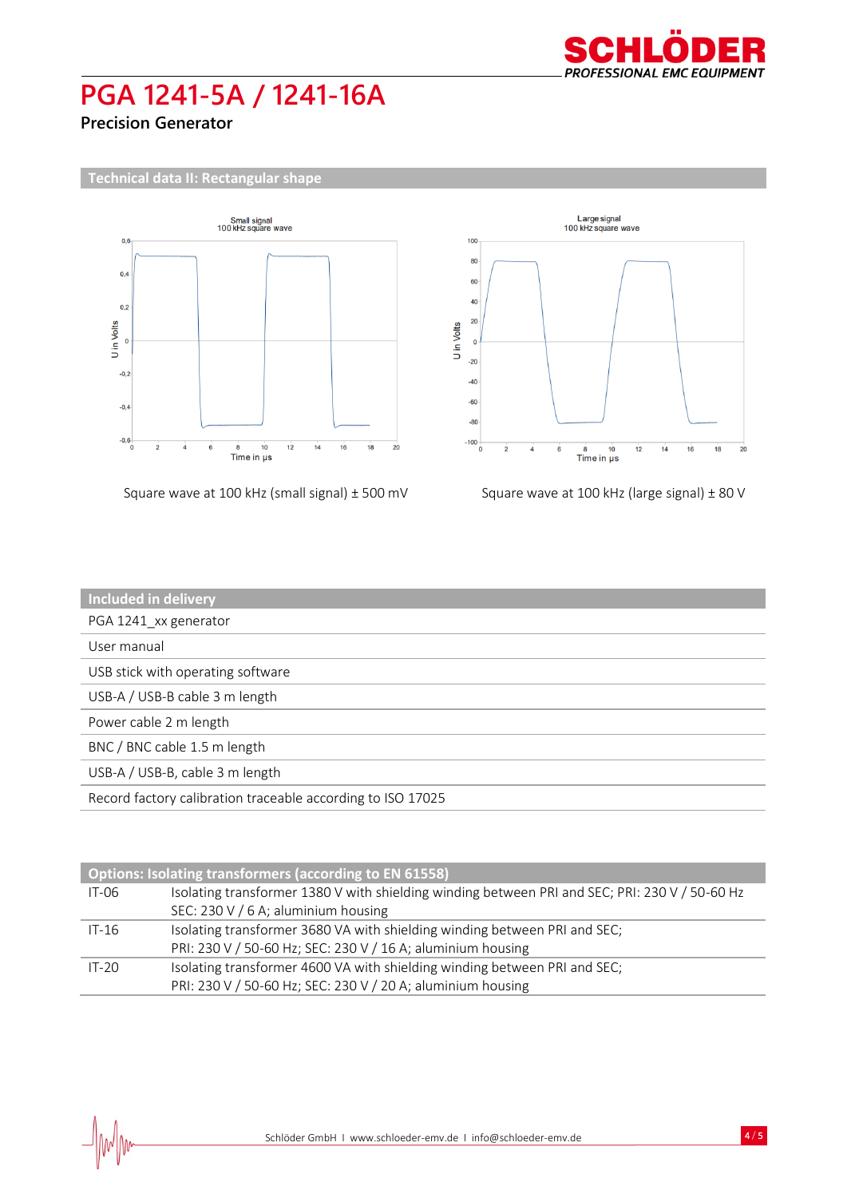# PGA 1241-5A / 1241-16A

**Precision Generator**

## Technical data II: Rectangular shape

Square wave at 100 kHz (small signal) ± 500 mV

Square wave at 100 kHz (large signal) ± 80 V

| Included in delivery |
|---|
| PGA 1241_xx generator |
| User manual |
| USB stick with operating software |
| USB-A / USB-B cable 3 m length |
| Power cable 2 m length |
| BNC / BNC cable 1.5 m length |
| USB-A / USB-B, cable 3 m length |
| Record factory calibration traceable according to ISO 17025 |

| Options: Isolating transformers (according to EN 61558) | |
|---|---|
| IT-06 | Isolating transformer 1380 V with shielding winding between PRI and SEC; PRI: 230 V / 50-60 Hz SEC: 230 V / 6 A; aluminium housing |
| IT-16 | Isolating transformer 3680 VA with shielding winding between PRI and SEC; PRI: 230 V / 50-60 Hz; SEC: 230 V / 16 A; aluminium housing |
| IT-20 | Isolating transformer 4600 VA with shielding winding between PRI and SEC; PRI: 230 V / 50-60 Hz; SEC: 230 V / 20 A; aluminium housing |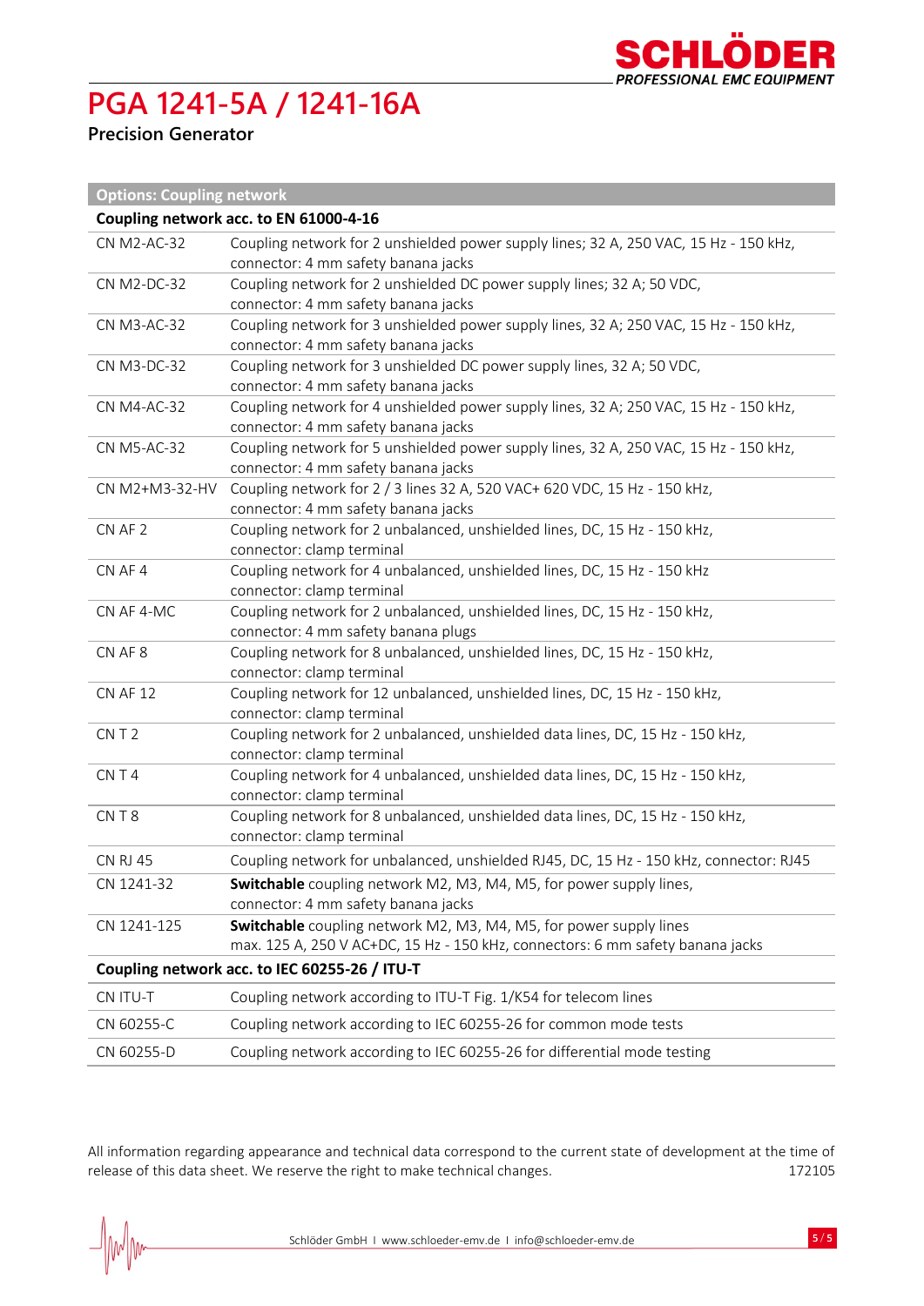# PGA 1241-5A / 1241-16A

**Precision Generator**

| Options: Coupling network | |
|---|---|
| **Coupling network acc. to EN 61000-4-16** | |
| CN M2-AC-32 | Coupling network for 2 unshielded power supply lines; 32 A, 250 VAC, 15 Hz - 150 kHz, connector: 4 mm safety banana jacks |
| CN M2-DC-32 | Coupling network for 2 unshielded DC power supply lines; 32 A; 50 VDC, connector: 4 mm safety banana jacks |
| CN M3-AC-32 | Coupling network for 3 unshielded power supply lines, 32 A; 250 VAC, 15 Hz - 150 kHz, connector: 4 mm safety banana jacks |
| CN M3-DC-32 | Coupling network for 3 unshielded DC power supply lines, 32 A; 50 VDC, connector: 4 mm safety banana jacks |
| CN M4-AC-32 | Coupling network for 4 unshielded power supply lines, 32 A; 250 VAC, 15 Hz - 150 kHz, connector: 4 mm safety banana jacks |
| CN M5-AC-32 | Coupling network for 5 unshielded power supply lines, 32 A, 250 VAC, 15 Hz - 150 kHz, connector: 4 mm safety banana jacks |
| CN M2+M3-32-HV | Coupling network for 2 / 3 lines 32 A, 520 VAC+ 620 VDC, 15 Hz - 150 kHz, connector: 4 mm safety banana jacks |
| CN AF 2 | Coupling network for 2 unbalanced, unshielded lines, DC, 15 Hz - 150 kHz, connector: clamp terminal |
| CN AF 4 | Coupling network for 4 unbalanced, unshielded lines, DC, 15 Hz - 150 kHz connector: clamp terminal |
| CN AF 4-MC | Coupling network for 2 unbalanced, unshielded lines, DC, 15 Hz - 150 kHz, connector: 4 mm safety banana plugs |
| CN AF 8 | Coupling network for 8 unbalanced, unshielded lines, DC, 15 Hz - 150 kHz, connector: clamp terminal |
| CN AF 12 | Coupling network for 12 unbalanced, unshielded lines, DC, 15 Hz - 150 kHz, connector: clamp terminal |
| CN T 2 | Coupling network for 2 unbalanced, unshielded data lines, DC, 15 Hz - 150 kHz, connector: clamp terminal |
| CN T 4 | Coupling network for 4 unbalanced, unshielded data lines, DC, 15 Hz - 150 kHz, connector: clamp terminal |
| CN T 8 | Coupling network for 8 unbalanced, unshielded data lines, DC, 15 Hz - 150 kHz, connector: clamp terminal |
| CN RJ 45 | Coupling network for unbalanced, unshielded RJ45, DC, 15 Hz - 150 kHz, connector: RJ45 |
| CN 1241-32 | **Switchable** coupling network M2, M3, M4, M5, for power supply lines, connector: 4 mm safety banana jacks |
| CN 1241-125 | **Switchable** coupling network M2, M3, M4, M5, for power supply lines max. 125 A, 250 V AC+DC, 15 Hz - 150 kHz, connectors: 6 mm safety banana jacks |
| **Coupling network acc. to IEC 60255-26 / ITU-T** | |
| CN ITU-T | Coupling network according to ITU-T Fig. 1/K54 for telecom lines |
| CN 60255-C | Coupling network according to IEC 60255-26 for common mode tests |
| CN 60255-D | Coupling network according to IEC 60255-26 for differential mode testing |

All information regarding appearance and technical data correspond to the current state of development at the time of release of this data sheet. We reserve the right to make technical changes. 172105